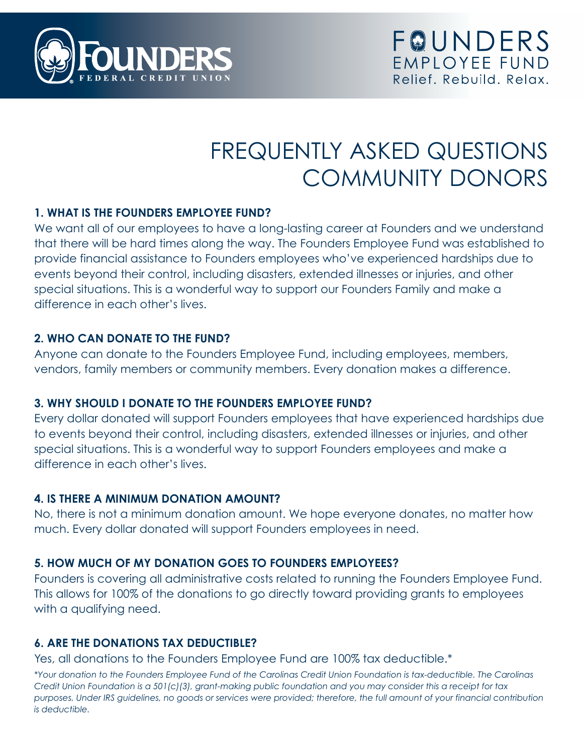FOUNDERS FEDERAL CREDIT UNION

FOUNDERS EMPLOYEE FUND
Relief. Rebuild. Relax.

# FREQUENTLY ASKED QUESTIONS COMMUNITY DONORS

### 1. WHAT IS THE FOUNDERS EMPLOYEE FUND?

We want all of our employees to have a long-lasting career at Founders and we understand that there will be hard times along the way. The Founders Employee Fund was established to provide financial assistance to Founders employees who've experienced hardships due to events beyond their control, including disasters, extended illnesses or injuries, and other special situations. This is a wonderful way to support our Founders Family and make a difference in each other's lives.

### 2. WHO CAN DONATE TO THE FUND?

Anyone can donate to the Founders Employee Fund, including employees, members, vendors, family members or community members. Every donation makes a difference.

### 3. WHY SHOULD I DONATE TO THE FOUNDERS EMPLOYEE FUND?

Every dollar donated will support Founders employees that have experienced hardships due to events beyond their control, including disasters, extended illnesses or injuries, and other special situations. This is a wonderful way to support Founders employees and make a difference in each other's lives.

### 4. IS THERE A MINIMUM DONATION AMOUNT?

No, there is not a minimum donation amount. We hope everyone donates, no matter how much. Every dollar donated will support Founders employees in need.

### 5. HOW MUCH OF MY DONATION GOES TO FOUNDERS EMPLOYEES?

Founders is covering all administrative costs related to running the Founders Employee Fund. This allows for 100% of the donations to go directly toward providing grants to employees with a qualifying need.

### 6. ARE THE DONATIONS TAX DEDUCTIBLE?

Yes, all donations to the Founders Employee Fund are 100% tax deductible.*

*\*Your donation to the Founders Employee Fund of the Carolinas Credit Union Foundation is tax-deductible. The Carolinas Credit Union Foundation is a 501(c)(3), grant-making public foundation and you may consider this a receipt for tax purposes. Under IRS guidelines, no goods or services were provided; therefore, the full amount of your financial contribution is deductible.*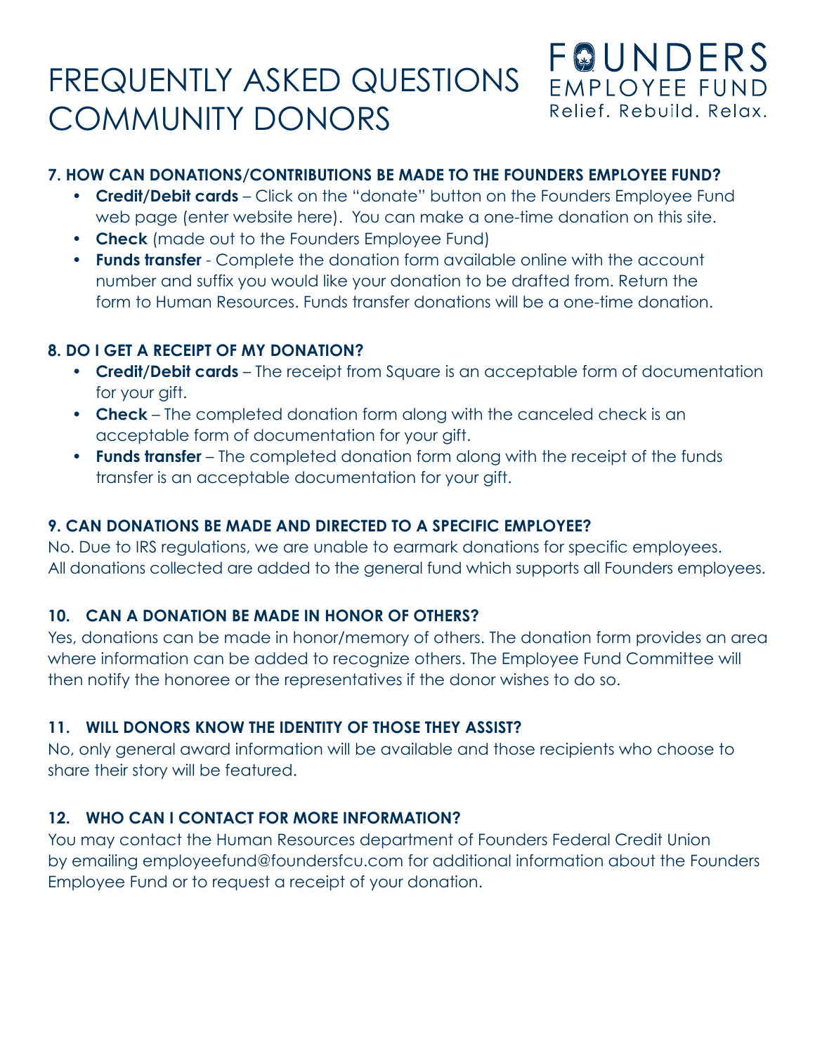# FREQUENTLY ASKED QUESTIONS COMMUNITY DONORS

FOUNDERS EMPLOYEE FUND
Relief. Rebuild. Relax.

### 7. HOW CAN DONATIONS/CONTRIBUTIONS BE MADE TO THE FOUNDERS EMPLOYEE FUND?

- **Credit/Debit cards** – Click on the "donate" button on the Founders Employee Fund web page (enter website here). You can make a one-time donation on this site.
- **Check** (made out to the Founders Employee Fund)
- **Funds transfer** - Complete the donation form available online with the account number and suffix you would like your donation to be drafted from. Return the form to Human Resources. Funds transfer donations will be a one-time donation.

### 8. DO I GET A RECEIPT OF MY DONATION?

- **Credit/Debit cards** – The receipt from Square is an acceptable form of documentation for your gift.
- **Check** – The completed donation form along with the canceled check is an acceptable form of documentation for your gift.
- **Funds transfer** – The completed donation form along with the receipt of the funds transfer is an acceptable documentation for your gift.

### 9. CAN DONATIONS BE MADE AND DIRECTED TO A SPECIFIC EMPLOYEE?

No. Due to IRS regulations, we are unable to earmark donations for specific employees. All donations collected are added to the general fund which supports all Founders employees.

### 10. CAN A DONATION BE MADE IN HONOR OF OTHERS?

Yes, donations can be made in honor/memory of others. The donation form provides an area where information can be added to recognize others. The Employee Fund Committee will then notify the honoree or the representatives if the donor wishes to do so.

### 11. WILL DONORS KNOW THE IDENTITY OF THOSE THEY ASSIST?

No, only general award information will be available and those recipients who choose to share their story will be featured.

### 12. WHO CAN I CONTACT FOR MORE INFORMATION?

You may contact the Human Resources department of Founders Federal Credit Union by emailing employeefund@foundersfcu.com for additional information about the Founders Employee Fund or to request a receipt of your donation.